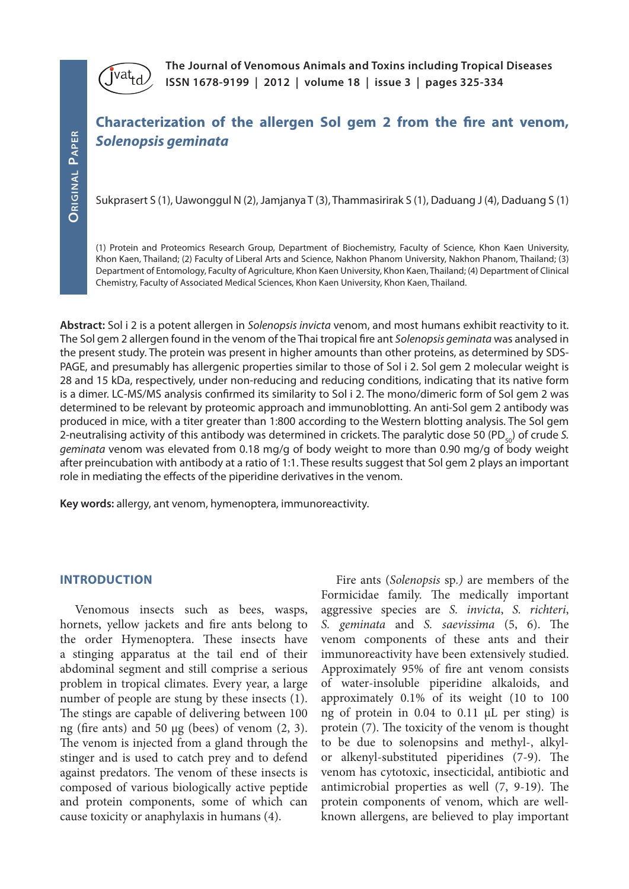# Characterization of the allergen Sol gem 2 from the fire ant venom, *Solenopsis geminata*

Sukprasert S (1), Uawonggul N (2), Jamjanya T (3), Thammasirirak S (1), Daduang J (4), Daduang S (1)

(1) Protein and Proteomics Research Group, Department of Biochemistry, Faculty of Science, Khon Kaen University, Khon Kaen, Thailand; (2) Faculty of Liberal Arts and Science, Nakhon Phanom University, Nakhon Phanom, Thailand; (3) Department of Entomology, Faculty of Agriculture, Khon Kaen University, Khon Kaen, Thailand; (4) Department of Clinical Chemistry, Faculty of Associated Medical Sciences, Khon Kaen University, Khon Kaen, Thailand.

**Abstract:** Sol i 2 is a potent allergen in *Solenopsis invicta* venom, and most humans exhibit reactivity to it. The Sol gem 2 allergen found in the venom of the Thai tropical fire ant *Solenopsis geminata* was analysed in the present study. The protein was present in higher amounts than other proteins, as determined by SDS-PAGE, and presumably has allergenic properties similar to those of Sol i 2. Sol gem 2 molecular weight is 28 and 15 kDa, respectively, under non-reducing and reducing conditions, indicating that its native form is a dimer. LC-MS/MS analysis confirmed its similarity to Sol i 2. The mono/dimeric form of Sol gem 2 was determined to be relevant by proteomic approach and immunoblotting. An anti-Sol gem 2 antibody was produced in mice, with a titer greater than 1:800 according to the Western blotting analysis. The Sol gem 2-neutralising activity of this antibody was determined in crickets. The paralytic dose 50 ($PD_{50}$) of crude *S. geminata* venom was elevated from 0.18 mg/g of body weight to more than 0.90 mg/g of body weight after preincubation with antibody at a ratio of 1:1. These results suggest that Sol gem 2 plays an important role in mediating the effects of the piperidine derivatives in the venom.

**Key words:** allergy, ant venom, hymenoptera, immunoreactivity.

## INTRODUCTION

Venomous insects such as bees, wasps, hornets, yellow jackets and fire ants belong to the order Hymenoptera. These insects have a stinging apparatus at the tail end of their abdominal segment and still comprise a serious problem in tropical climates. Every year, a large number of people are stung by these insects (1). The stings are capable of delivering between 100 ng (fire ants) and 50 µg (bees) of venom (2, 3). The venom is injected from a gland through the stinger and is used to catch prey and to defend against predators. The venom of these insects is composed of various biologically active peptide and protein components, some of which can cause toxicity or anaphylaxis in humans (4).

Fire ants (*Solenopsis* sp.) are members of the Formicidae family. The medically important aggressive species are *S. invicta*, *S. richteri*, *S. geminata* and *S. saevissima* (5, 6). The venom components of these ants and their immunoreactivity have been extensively studied. Approximately 95% of fire ant venom consists of water-insoluble piperidine alkaloids, and approximately 0.1% of its weight (10 to 100 ng of protein in 0.04 to 0.11 µL per sting) is protein (7). The toxicity of the venom is thought to be due to solenopsins and methyl-, alkyl- or alkenyl-substituted piperidines (7-9). The venom has cytotoxic, insecticidal, antibiotic and antimicrobial properties as well (7, 9-19). The protein components of venom, which are well-known allergens, are believed to play important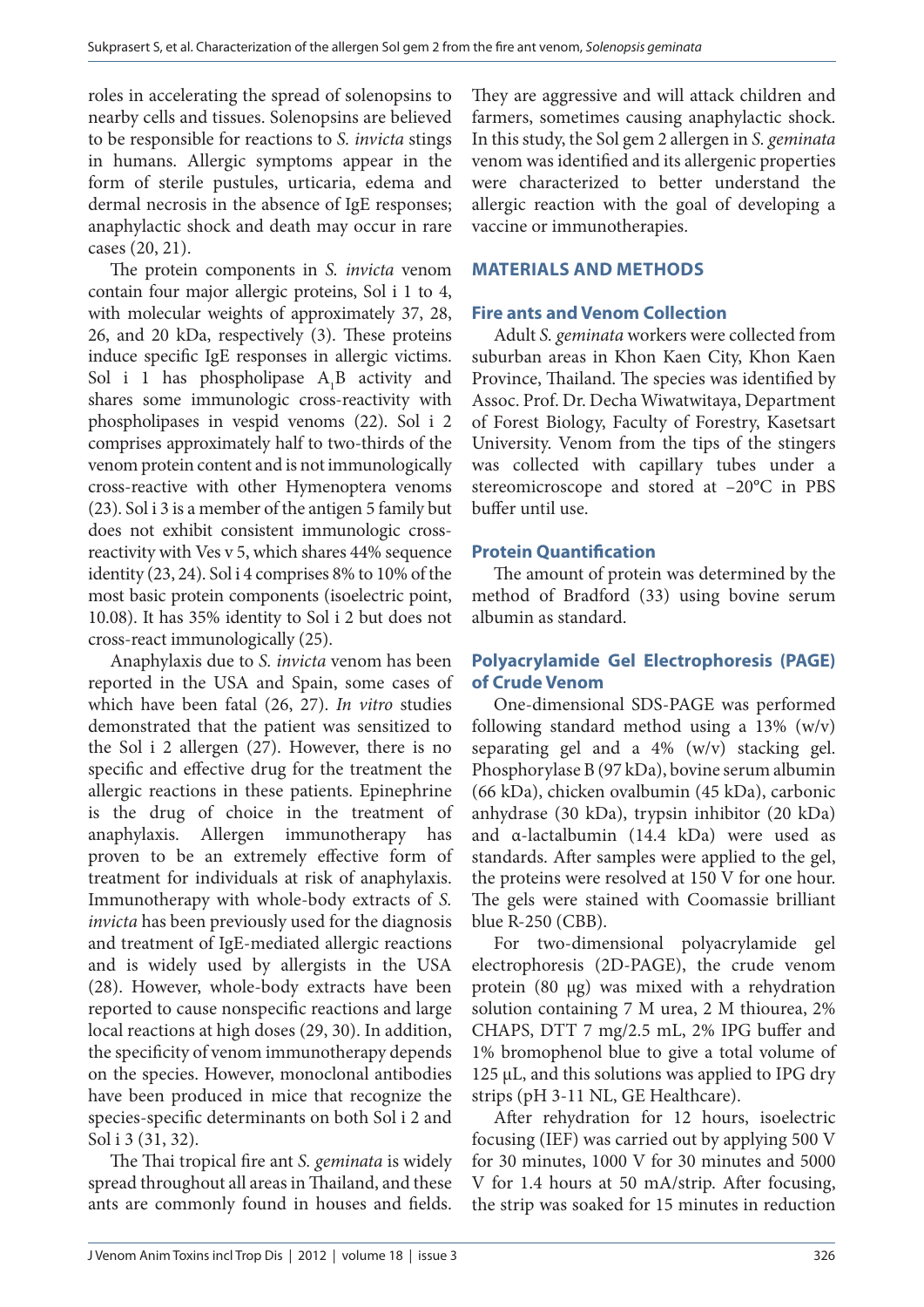roles in accelerating the spread of solenopsins to nearby cells and tissues. Solenopsins are believed to be responsible for reactions to *S. invicta* stings in humans. Allergic symptoms appear in the form of sterile pustules, urticaria, edema and dermal necrosis in the absence of IgE responses; anaphylactic shock and death may occur in rare cases (20, 21).

The protein components in *S. invicta* venom contain four major allergic proteins, Sol i 1 to 4, with molecular weights of approximately 37, 28, 26, and 20 kDa, respectively (3). These proteins induce specific IgE responses in allergic victims. Sol i 1 has phospholipase $A_1B$ activity and shares some immunologic cross-reactivity with phospholipases in vespid venoms (22). Sol i 2 comprises approximately half to two-thirds of the venom protein content and is not immunologically cross-reactive with other Hymenoptera venoms (23). Sol i 3 is a member of the antigen 5 family but does not exhibit consistent immunologic cross-reactivity with Ves v 5, which shares 44% sequence identity (23, 24). Sol i 4 comprises 8% to 10% of the most basic protein components (isoelectric point, 10.08). It has 35% identity to Sol i 2 but does not cross-react immunologically (25).

Anaphylaxis due to *S. invicta* venom has been reported in the USA and Spain, some cases of which have been fatal (26, 27). *In vitro* studies demonstrated that the patient was sensitized to the Sol i 2 allergen (27). However, there is no specific and effective drug for the treatment the allergic reactions in these patients. Epinephrine is the drug of choice in the treatment of anaphylaxis. Allergen immunotherapy has proven to be an extremely effective form of treatment for individuals at risk of anaphylaxis. Immunotherapy with whole-body extracts of *S. invicta* has been previously used for the diagnosis and treatment of IgE-mediated allergic reactions and is widely used by allergists in the USA (28). However, whole-body extracts have been reported to cause nonspecific reactions and large local reactions at high doses (29, 30). In addition, the specificity of venom immunotherapy depends on the species. However, monoclonal antibodies have been produced in mice that recognize the species-specific determinants on both Sol i 2 and Sol i 3 (31, 32).

The Thai tropical fire ant *S. geminata* is widely spread throughout all areas in Thailand, and these ants are commonly found in houses and fields. They are aggressive and will attack children and farmers, sometimes causing anaphylactic shock. In this study, the Sol gem 2 allergen in *S. geminata* venom was identified and its allergenic properties were characterized to better understand the allergic reaction with the goal of developing a vaccine or immunotherapies.

## MATERIALS AND METHODS

### Fire ants and Venom Collection

Adult *S. geminata* workers were collected from suburban areas in Khon Kaen City, Khon Kaen Province, Thailand. The species was identified by Assoc. Prof. Dr. Decha Wiwatwitaya, Department of Forest Biology, Faculty of Forestry, Kasetsart University. Venom from the tips of the stingers was collected with capillary tubes under a stereomicroscope and stored at –20°C in PBS buffer until use.

### Protein Quantification

The amount of protein was determined by the method of Bradford (33) using bovine serum albumin as standard.

### Polyacrylamide Gel Electrophoresis (PAGE) of Crude Venom

One-dimensional SDS-PAGE was performed following standard method using a 13% (w/v) separating gel and a 4% (w/v) stacking gel. Phosphorylase B (97 kDa), bovine serum albumin (66 kDa), chicken ovalbumin (45 kDa), carbonic anhydrase (30 kDa), trypsin inhibitor (20 kDa) and α-lactalbumin (14.4 kDa) were used as standards. After samples were applied to the gel, the proteins were resolved at 150 V for one hour. The gels were stained with Coomassie brilliant blue R-250 (CBB).

For two-dimensional polyacrylamide gel electrophoresis (2D-PAGE), the crude venom protein (80 μg) was mixed with a rehydration solution containing 7 M urea, 2 M thiourea, 2% CHAPS, DTT 7 mg/2.5 mL, 2% IPG buffer and 1% bromophenol blue to give a total volume of 125 μL, and this solutions was applied to IPG dry strips (pH 3-11 NL, GE Healthcare).

After rehydration for 12 hours, isoelectric focusing (IEF) was carried out by applying 500 V for 30 minutes, 1000 V for 30 minutes and 5000 V for 1.4 hours at 50 mA/strip. After focusing, the strip was soaked for 15 minutes in reduction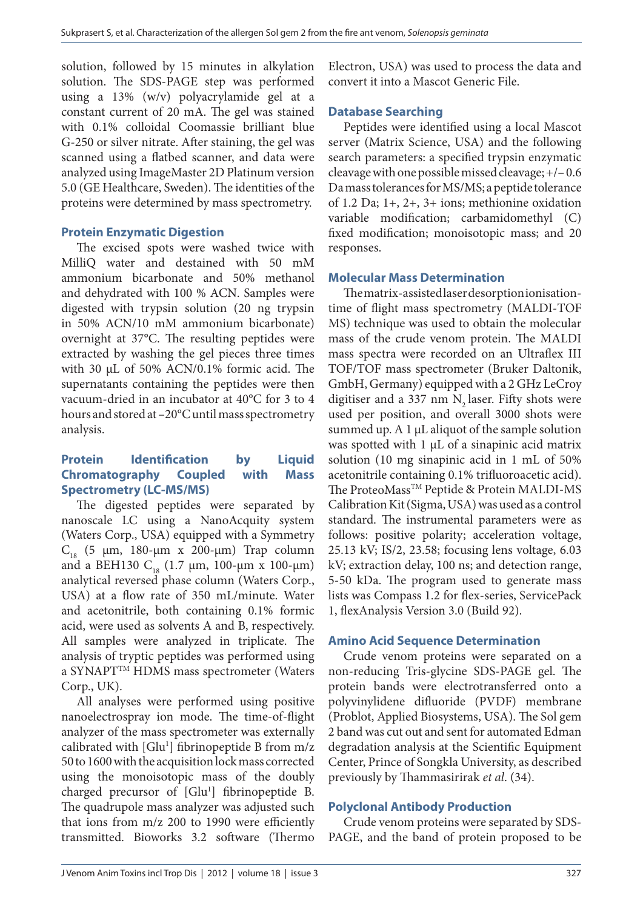solution, followed by 15 minutes in alkylation solution. The SDS-PAGE step was performed using a 13% (w/v) polyacrylamide gel at a constant current of 20 mA. The gel was stained with 0.1% colloidal Coomassie brilliant blue G-250 or silver nitrate. After staining, the gel was scanned using a flatbed scanner, and data were analyzed using ImageMaster 2D Platinum version 5.0 (GE Healthcare, Sweden). The identities of the proteins were determined by mass spectrometry.

### Protein Enzymatic Digestion

The excised spots were washed twice with MilliQ water and destained with 50 mM ammonium bicarbonate and 50% methanol and dehydrated with 100 % ACN. Samples were digested with trypsin solution (20 ng trypsin in 50% ACN/10 mM ammonium bicarbonate) overnight at 37°C. The resulting peptides were extracted by washing the gel pieces three times with 30 µL of 50% ACN/0.1% formic acid. The supernatants containing the peptides were then vacuum-dried in an incubator at 40°C for 3 to 4 hours and stored at –20°C until mass spectrometry analysis.

### Protein Identification by Liquid Chromatography Coupled with Mass Spectrometry (LC-MS/MS)

The digested peptides were separated by nanoscale LC using a NanoAcquity system (Waters Corp., USA) equipped with a Symmetry $C_{18}$ (5 µm, 180-µm x 200-µm) Trap column and a BEH130 $C_{18}$ (1.7 µm, 100-µm x 100-µm) analytical reversed phase column (Waters Corp., USA) at a flow rate of 350 mL/minute. Water and acetonitrile, both containing 0.1% formic acid, were used as solvents A and B, respectively. All samples were analyzed in triplicate. The analysis of tryptic peptides was performed using a SYNAPT™ HDMS mass spectrometer (Waters Corp., UK).

All analyses were performed using positive nanoelectrospray ion mode. The time-of-flight analyzer of the mass spectrometer was externally calibrated with [$Glu^1$] fibrinopeptide B from m/z 50 to 1600 with the acquisition lock mass corrected using the monoisotopic mass of the doubly charged precursor of [$Glu^1$] fibrinopeptide B. The quadrupole mass analyzer was adjusted such that ions from m/z 200 to 1990 were efficiently transmitted. Bioworks 3.2 software (Thermo Electron, USA) was used to process the data and convert it into a Mascot Generic File.

### Database Searching

Peptides were identified using a local Mascot server (Matrix Science, USA) and the following search parameters: a specified trypsin enzymatic cleavage with one possible missed cleavage; +/– 0.6 Da mass tolerances for MS/MS; a peptide tolerance of 1.2 Da; 1+, 2+, 3+ ions; methionine oxidation variable modification; carbamidomethyl (C) fixed modification; monoisotopic mass; and 20 responses.

### Molecular Mass Determination

The matrix-assisted laser desorption ionisation-time of flight mass spectrometry (MALDI-TOF MS) technique was used to obtain the molecular mass of the crude venom protein. The MALDI mass spectra were recorded on an Ultraflex III TOF/TOF mass spectrometer (Bruker Daltonik, GmbH, Germany) equipped with a 2 GHz LeCroy digitiser and a 337 nm $N_2$ laser. Fifty shots were used per position, and overall 3000 shots were summed up. A 1 µL aliquot of the sample solution was spotted with 1 µL of a sinapinic acid matrix solution (10 mg sinapinic acid in 1 mL of 50% acetonitrile containing 0.1% trifluoroacetic acid). The ProteoMass™ Peptide & Protein MALDI-MS Calibration Kit (Sigma, USA) was used as a control standard. The instrumental parameters were as follows: positive polarity; acceleration voltage, 25.13 kV; IS/2, 23.58; focusing lens voltage, 6.03 kV; extraction delay, 100 ns; and detection range, 5-50 kDa. The program used to generate mass lists was Compass 1.2 for flex-series, ServicePack 1, flexAnalysis Version 3.0 (Build 92).

### Amino Acid Sequence Determination

Crude venom proteins were separated on a non-reducing Tris-glycine SDS-PAGE gel. The protein bands were electrotransferred onto a polyvinylidene difluoride (PVDF) membrane (Problot, Applied Biosystems, USA). The Sol gem 2 band was cut out and sent for automated Edman degradation analysis at the Scientific Equipment Center, Prince of Songkla University, as described previously by Thammasirirak *et al*. (34).

### Polyclonal Antibody Production

Crude venom proteins were separated by SDS-PAGE, and the band of protein proposed to be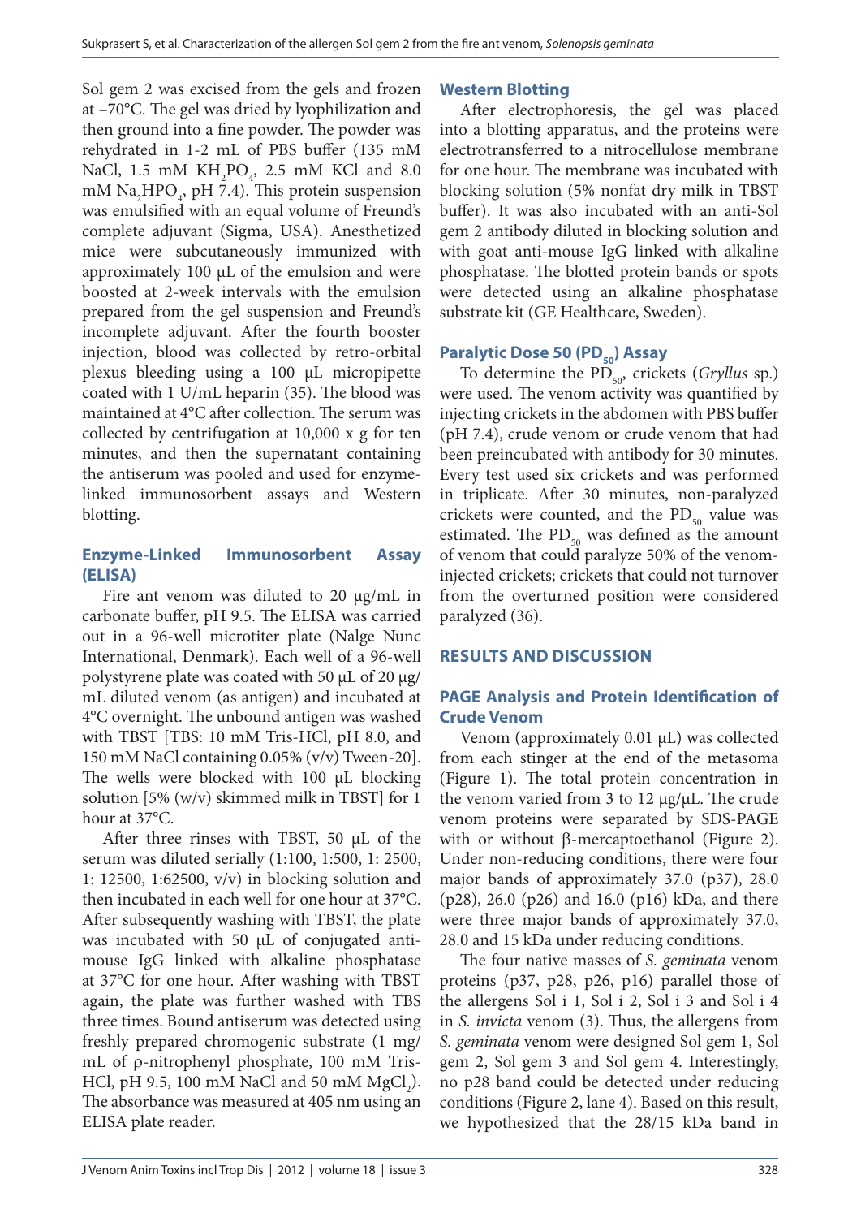Sol gem 2 was excised from the gels and frozen at –70°C. The gel was dried by lyophilization and then ground into a fine powder. The powder was rehydrated in 1-2 mL of PBS buffer (135 mM NaCl, 1.5 mM $KH_2PO_4$, 2.5 mM KCl and 8.0 mM $Na_2HPO_4$, pH 7.4). This protein suspension was emulsified with an equal volume of Freund's complete adjuvant (Sigma, USA). Anesthetized mice were subcutaneously immunized with approximately 100 µL of the emulsion and were boosted at 2-week intervals with the emulsion prepared from the gel suspension and Freund's incomplete adjuvant. After the fourth booster injection, blood was collected by retro-orbital plexus bleeding using a 100 µL micropipette coated with 1 U/mL heparin (35). The blood was maintained at 4°C after collection. The serum was collected by centrifugation at 10,000 x g for ten minutes, and then the supernatant containing the antiserum was pooled and used for enzyme-linked immunosorbent assays and Western blotting.

### Enzyme-Linked Immunosorbent Assay (ELISA)

Fire ant venom was diluted to 20 µg/mL in carbonate buffer, pH 9.5. The ELISA was carried out in a 96-well microtiter plate (Nalge Nunc International, Denmark). Each well of a 96-well polystyrene plate was coated with 50 µL of 20 µg/mL diluted venom (as antigen) and incubated at 4°C overnight. The unbound antigen was washed with TBST [TBS: 10 mM Tris-HCl, pH 8.0, and 150 mM NaCl containing 0.05% (v/v) Tween-20]. The wells were blocked with 100 µL blocking solution [5% (w/v) skimmed milk in TBST] for 1 hour at 37°C.

After three rinses with TBST, 50 µL of the serum was diluted serially (1:100, 1:500, 1: 2500, 1: 12500, 1:62500, v/v) in blocking solution and then incubated in each well for one hour at 37°C. After subsequently washing with TBST, the plate was incubated with 50 µL of conjugated anti-mouse IgG linked with alkaline phosphatase at 37°C for one hour. After washing with TBST again, the plate was further washed with TBS three times. Bound antiserum was detected using freshly prepared chromogenic substrate (1 mg/mL of ρ-nitrophenyl phosphate, 100 mM Tris-HCl, pH 9.5, 100 mM NaCl and 50 mM $MgCl_2$). The absorbance was measured at 405 nm using an ELISA plate reader.

### Western Blotting

After electrophoresis, the gel was placed into a blotting apparatus, and the proteins were electrotransferred to a nitrocellulose membrane for one hour. The membrane was incubated with blocking solution (5% nonfat dry milk in TBST buffer). It was also incubated with an anti-Sol gem 2 antibody diluted in blocking solution and with goat anti-mouse IgG linked with alkaline phosphatase. The blotted protein bands or spots were detected using an alkaline phosphatase substrate kit (GE Healthcare, Sweden).

### Paralytic Dose 50 ($PD_{50}$) Assay

To determine the $PD_{50}$, crickets (*Gryllus* sp.) were used. The venom activity was quantified by injecting crickets in the abdomen with PBS buffer (pH 7.4), crude venom or crude venom that had been preincubated with antibody for 30 minutes. Every test used six crickets and was performed in triplicate. After 30 minutes, non-paralyzed crickets were counted, and the $PD_{50}$ value was estimated. The $PD_{50}$ was defined as the amount of venom that could paralyze 50% of the venom-injected crickets; crickets that could not turnover from the overturned position were considered paralyzed (36).

## RESULTS AND DISCUSSION

### PAGE Analysis and Protein Identification of Crude Venom

Venom (approximately 0.01 µL) was collected from each stinger at the end of the metasoma (Figure 1). The total protein concentration in the venom varied from 3 to 12 µg/µL. The crude venom proteins were separated by SDS-PAGE with or without β-mercaptoethanol (Figure 2). Under non-reducing conditions, there were four major bands of approximately 37.0 (p37), 28.0 (p28), 26.0 (p26) and 16.0 (p16) kDa, and there were three major bands of approximately 37.0, 28.0 and 15 kDa under reducing conditions.

The four native masses of *S. geminata* venom proteins (p37, p28, p26, p16) parallel those of the allergens Sol i 1, Sol i 2, Sol i 3 and Sol i 4 in *S. invicta* venom (3). Thus, the allergens from *S. geminata* venom were designed Sol gem 1, Sol gem 2, Sol gem 3 and Sol gem 4. Interestingly, no p28 band could be detected under reducing conditions (Figure 2, lane 4). Based on this result, we hypothesized that the 28/15 kDa band in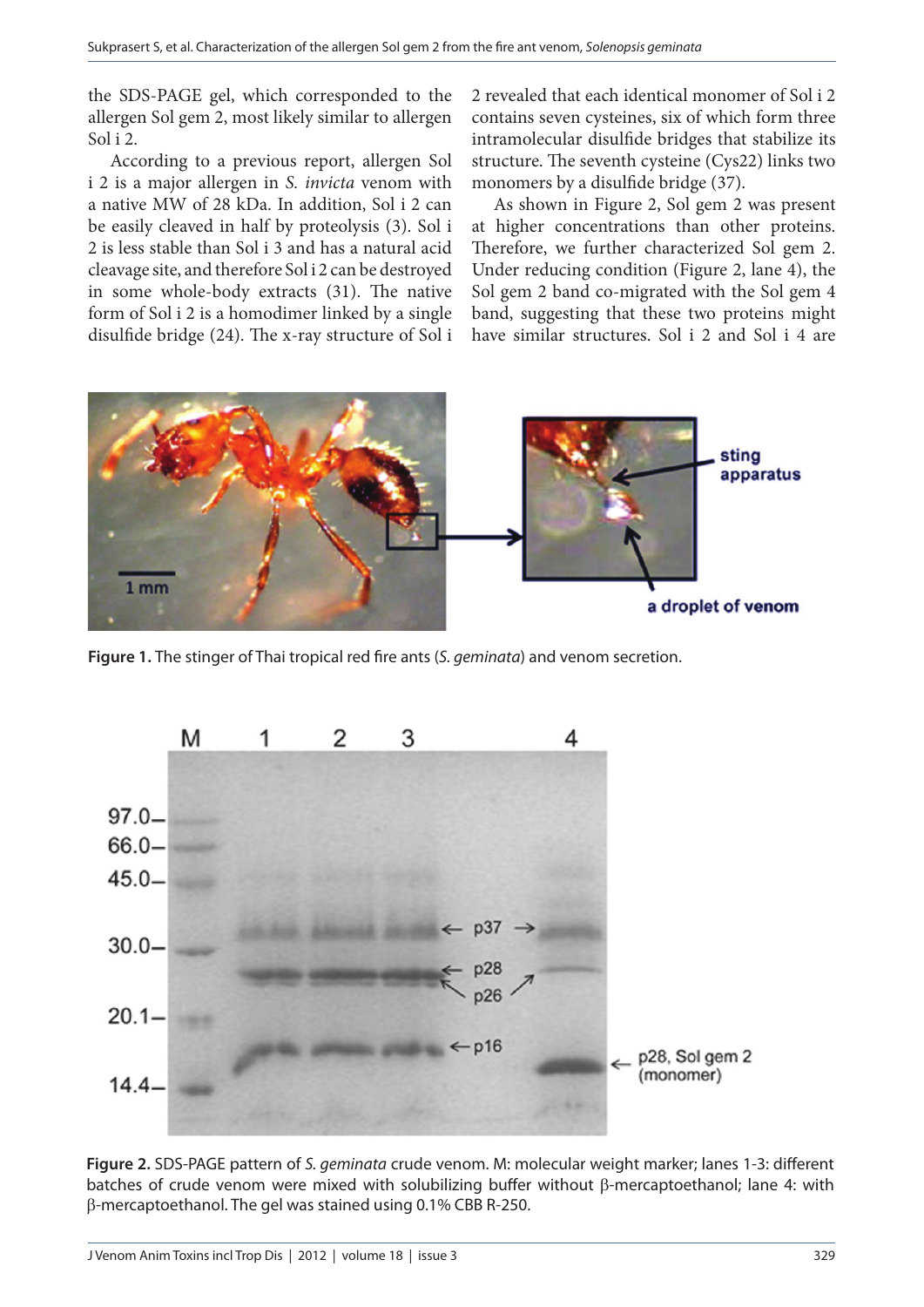the SDS-PAGE gel, which corresponded to the allergen Sol gem 2, most likely similar to allergen Sol i 2.

According to a previous report, allergen Sol i 2 is a major allergen in *S. invicta* venom with a native MW of 28 kDa. In addition, Sol i 2 can be easily cleaved in half by proteolysis (3). Sol i 2 is less stable than Sol i 3 and has a natural acid cleavage site, and therefore Sol i 2 can be destroyed in some whole-body extracts (31). The native form of Sol i 2 is a homodimer linked by a single disulfide bridge (24). The x-ray structure of Sol i 2 revealed that each identical monomer of Sol i 2 contains seven cysteines, six of which form three intramolecular disulfide bridges that stabilize its structure. The seventh cysteine (Cys22) links two monomers by a disulfide bridge (37).

As shown in Figure 2, Sol gem 2 was present at higher concentrations than other proteins. Therefore, we further characterized Sol gem 2. Under reducing condition (Figure 2, lane 4), the Sol gem 2 band co-migrated with the Sol gem 4 band, suggesting that these two proteins might have similar structures. Sol i 2 and Sol i 4 are

**Figure 1.** The stinger of Thai tropical red fire ants (*S. geminata*) and venom secretion.

**Figure 2.** SDS-PAGE pattern of *S. geminata* crude venom. M: molecular weight marker; lanes 1-3: different batches of crude venom were mixed with solubilizing buffer without β-mercaptoethanol; lane 4: with β-mercaptoethanol. The gel was stained using 0.1% CBB R-250.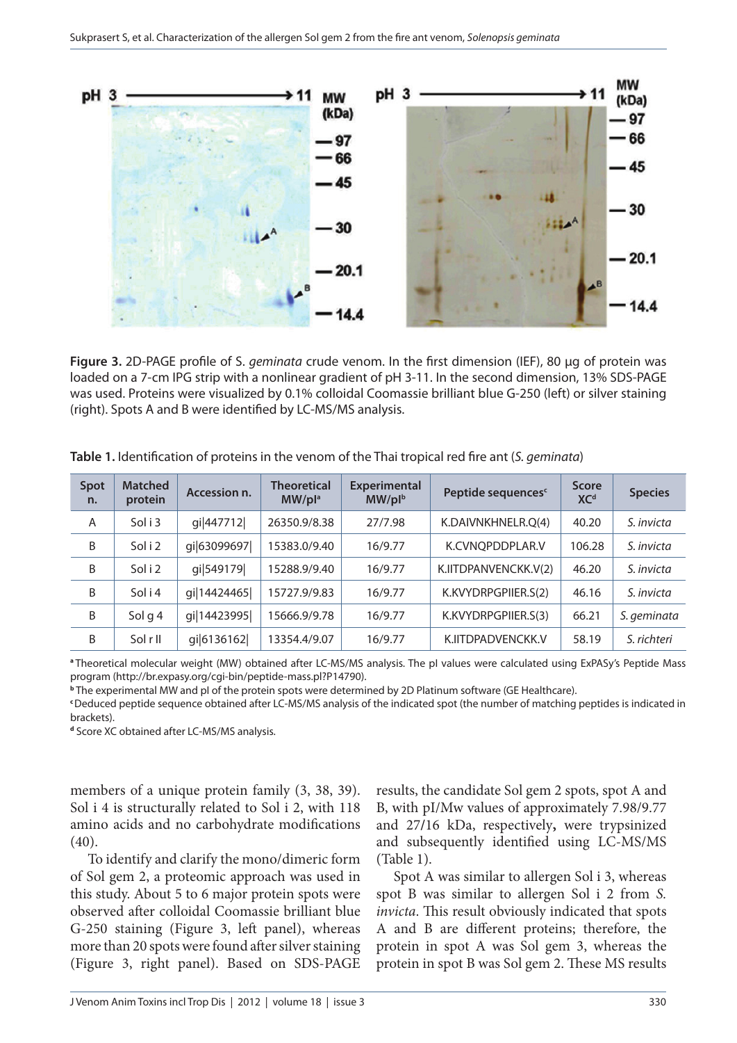**Figure 3.** 2D-PAGE profile of S. *geminata* crude venom. In the first dimension (IEF), 80 µg of protein was loaded on a 7-cm IPG strip with a nonlinear gradient of pH 3-11. In the second dimension, 13% SDS-PAGE was used. Proteins were visualized by 0.1% colloidal Coomassie brilliant blue G-250 (left) or silver staining (right). Spots A and B were identified by LC-MS/MS analysis.

**Table 1.** Identification of proteins in the venom of the Thai tropical red fire ant (*S. geminata*)

| Spot n. | Matched protein | Accession n. | Theoretical MW/pI[a] | Experimental MW/pI[b] | Peptide sequences[c] | Score XC[d] | Species |
|---|---|---|---|---|---|---|---|
| A | Sol i 3 | gi\|447712\| | 26350.9/8.38 | 27/7.98 | K.DAIVNKHNELR.Q(4) | 40.20 | *S. invicta* |
| B | Sol i 2 | gi\|63099697\| | 15383.0/9.40 | 16/9.77 | K.CVNQPDDPLAR.V | 106.28 | *S. invicta* |
| B | Sol i 2 | gi\|549179\| | 15288.9/9.40 | 16/9.77 | K.IITDPANVENCKK.V(2) | 46.20 | *S. invicta* |
| B | Sol i 4 | gi\|14424465\| | 15727.9/9.83 | 16/9.77 | K.KVYDRPGPIIER.S(2) | 46.16 | *S. invicta* |
| B | Sol g 4 | gi\|14423995\| | 15666.9/9.78 | 16/9.77 | K.KVYDRPGPIIER.S(3) | 66.21 | *S. geminata* |
| B | Sol r II | gi\|6136162\| | 13354.4/9.07 | 16/9.77 | K.IITDPADVENCKK.V | 58.19 | *S. richteri* |

[a] Theoretical molecular weight (MW) obtained after LC-MS/MS analysis. The pI values were calculated using ExPASy's Peptide Mass program (http://br.expasy.org/cgi-bin/peptide-mass.pl?P14790).
[b] The experimental MW and pI of the protein spots were determined by 2D Platinum software (GE Healthcare).
[c] Deduced peptide sequence obtained after LC-MS/MS analysis of the indicated spot (the number of matching peptides is indicated in brackets).
[d] Score XC obtained after LC-MS/MS analysis.

members of a unique protein family (3, 38, 39). Sol i 4 is structurally related to Sol i 2, with 118 amino acids and no carbohydrate modifications (40).

To identify and clarify the mono/dimeric form of Sol gem 2, a proteomic approach was used in this study. About 5 to 6 major protein spots were observed after colloidal Coomassie brilliant blue G-250 staining (Figure 3, left panel), whereas more than 20 spots were found after silver staining (Figure 3, right panel). Based on SDS-PAGE results, the candidate Sol gem 2 spots, spot A and B, with pI/Mw values of approximately 7.98/9.77 and 27/16 kDa, respectively**,** were trypsinized and subsequently identified using LC-MS/MS (Table 1).

Spot A was similar to allergen Sol i 3, whereas spot B was similar to allergen Sol i 2 from *S. invicta*. This result obviously indicated that spots A and B are different proteins; therefore, the protein in spot A was Sol gem 3, whereas the protein in spot B was Sol gem 2. These MS results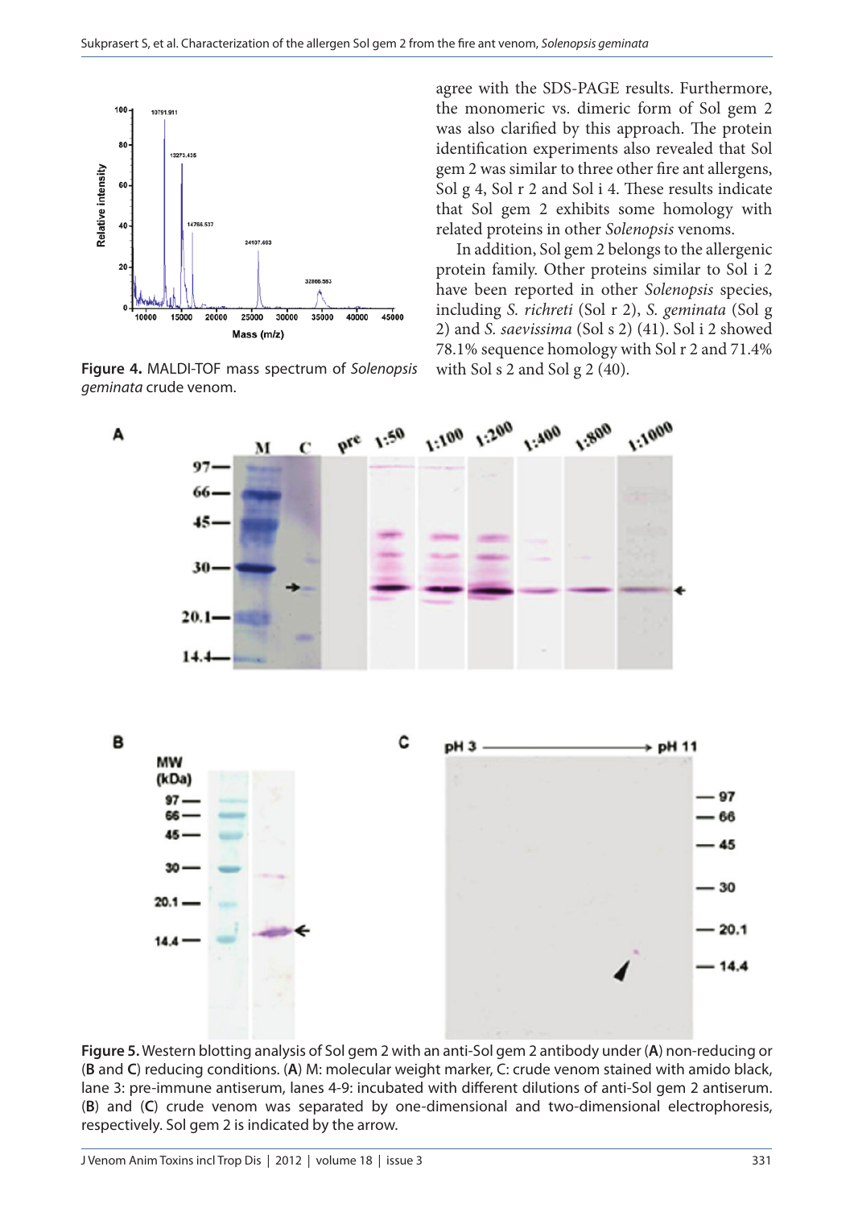Figure 4. MALDI-TOF mass spectrum of *Solenopsis geminata* crude venom.

agree with the SDS-PAGE results. Furthermore, the monomeric vs. dimeric form of Sol gem 2 was also clarified by this approach. The protein identification experiments also revealed that Sol gem 2 was similar to three other fire ant allergens, Sol g 4, Sol r 2 and Sol i 4. These results indicate that Sol gem 2 exhibits some homology with related proteins in other *Solenopsis* venoms.

In addition, Sol gem 2 belongs to the allergenic protein family. Other proteins similar to Sol i 2 have been reported in other *Solenopsis* species, including *S. richreti* (Sol r 2), *S. geminata* (Sol g 2) and *S. saevissima* (Sol s 2) (41). Sol i 2 showed 78.1% sequence homology with Sol r 2 and 71.4% with Sol s 2 and Sol g 2 (40).

**Figure 5.** Western blotting analysis of Sol gem 2 with an anti-Sol gem 2 antibody under (**A**) non-reducing or (**B** and **C**) reducing conditions. (**A**) M: molecular weight marker, C: crude venom stained with amido black, lane 3: pre-immune antiserum, lanes 4-9: incubated with different dilutions of anti-Sol gem 2 antiserum. (**B**) and (**C**) crude venom was separated by one-dimensional and two-dimensional electrophoresis, respectively. Sol gem 2 is indicated by the arrow.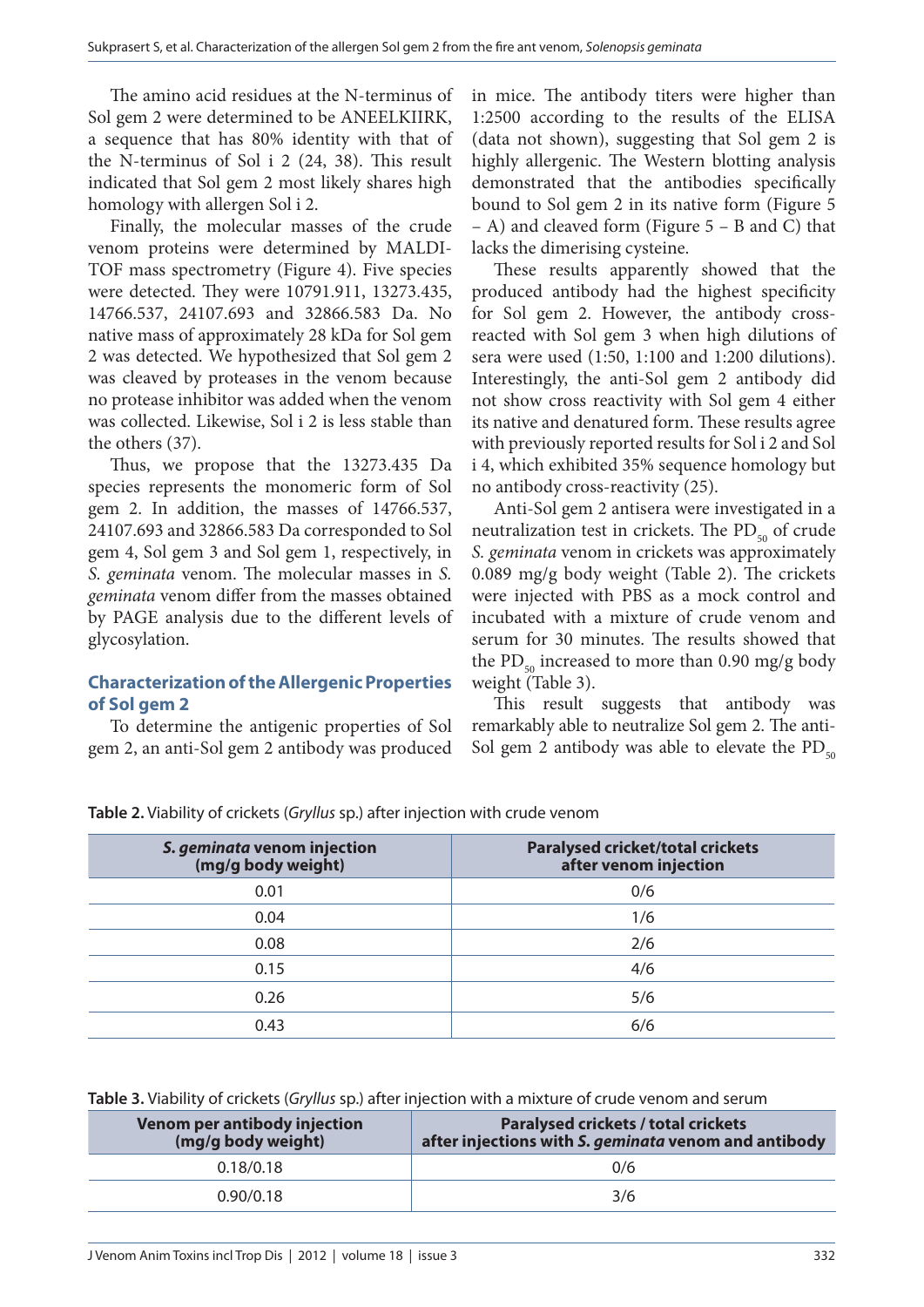The amino acid residues at the N-terminus of Sol gem 2 were determined to be ANEELKIIRK, a sequence that has 80% identity with that of the N-terminus of Sol i 2 (24, 38). This result indicated that Sol gem 2 most likely shares high homology with allergen Sol i 2.

Finally, the molecular masses of the crude venom proteins were determined by MALDI-TOF mass spectrometry (Figure 4). Five species were detected. They were 10791.911, 13273.435, 14766.537, 24107.693 and 32866.583 Da. No native mass of approximately 28 kDa for Sol gem 2 was detected. We hypothesized that Sol gem 2 was cleaved by proteases in the venom because no protease inhibitor was added when the venom was collected. Likewise, Sol i 2 is less stable than the others (37).

Thus, we propose that the 13273.435 Da species represents the monomeric form of Sol gem 2. In addition, the masses of 14766.537, 24107.693 and 32866.583 Da corresponded to Sol gem 4, Sol gem 3 and Sol gem 1, respectively, in *S. geminata* venom. The molecular masses in *S. geminata* venom differ from the masses obtained by PAGE analysis due to the different levels of glycosylation.

## Characterization of the Allergenic Properties of Sol gem 2

To determine the antigenic properties of Sol gem 2, an anti-Sol gem 2 antibody was produced in mice. The antibody titers were higher than 1:2500 according to the results of the ELISA (data not shown), suggesting that Sol gem 2 is highly allergenic. The Western blotting analysis demonstrated that the antibodies specifically bound to Sol gem 2 in its native form (Figure 5 – A) and cleaved form (Figure 5 – B and C) that lacks the dimerising cysteine.

These results apparently showed that the produced antibody had the highest specificity for Sol gem 2. However, the antibody cross-reacted with Sol gem 3 when high dilutions of sera were used (1:50, 1:100 and 1:200 dilutions). Interestingly, the anti-Sol gem 2 antibody did not show cross reactivity with Sol gem 4 either its native and denatured form. These results agree with previously reported results for Sol i 2 and Sol i 4, which exhibited 35% sequence homology but no antibody cross-reactivity (25).

Anti-Sol gem 2 antisera were investigated in a neutralization test in crickets. The $PD_{50}$ of crude *S. geminata* venom in crickets was approximately 0.089 mg/g body weight (Table 2). The crickets were injected with PBS as a mock control and incubated with a mixture of crude venom and serum for 30 minutes. The results showed that the $PD_{50}$ increased to more than 0.90 mg/g body weight (Table 3).

This result suggests that antibody was remarkably able to neutralize Sol gem 2. The anti-Sol gem 2 antibody was able to elevate the $PD_{50}$

**Table 2.** Viability of crickets (*Gryllus* sp.) after injection with crude venom

| *S. geminata* venom injection (mg/g body weight) | Paralysed cricket/total crickets after venom injection |
|---|---|
| 0.01 | 0/6 |
| 0.04 | 1/6 |
| 0.08 | 2/6 |
| 0.15 | 4/6 |
| 0.26 | 5/6 |
| 0.43 | 6/6 |

**Table 3.** Viability of crickets (*Gryllus* sp.) after injection with a mixture of crude venom and serum

| Venom per antibody injection (mg/g body weight) | Paralysed crickets / total crickets after injections with *S. geminata* venom and antibody |
|---|---|
| 0.18/0.18 | 0/6 |
| 0.90/0.18 | 3/6 |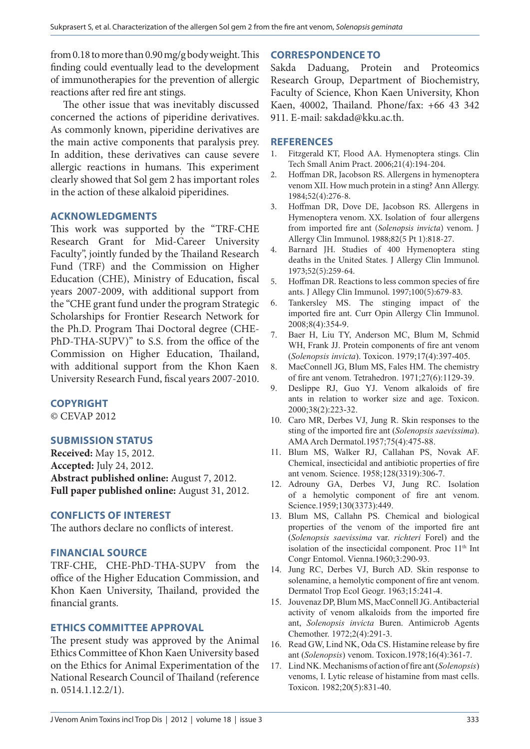from 0.18 to more than 0.90 mg/g body weight. This finding could eventually lead to the development of immunotherapies for the prevention of allergic reactions after red fire ant stings.

The other issue that was inevitably discussed concerned the actions of piperidine derivatives. As commonly known, piperidine derivatives are the main active components that paralysis prey. In addition, these derivatives can cause severe allergic reactions in humans. This experiment clearly showed that Sol gem 2 has important roles in the action of these alkaloid piperidines.

## ACKNOWLEDGMENTS

This work was supported by the "TRF-CHE Research Grant for Mid-Career University Faculty", jointly funded by the Thailand Research Fund (TRF) and the Commission on Higher Education (CHE), Ministry of Education, fiscal years 2007-2009, with additional support from the "CHE grant fund under the program Strategic Scholarships for Frontier Research Network for the Ph.D. Program Thai Doctoral degree (CHE-PhD-THA-SUPV)" to S.S. from the office of the Commission on Higher Education, Thailand, with additional support from the Khon Kaen University Research Fund, fiscal years 2007-2010.

## COPYRIGHT

© CEVAP 2012

## SUBMISSION STATUS

**Received:** May 15, 2012.
**Accepted:** July 24, 2012.
**Abstract published online:** August 7, 2012.
**Full paper published online:** August 31, 2012.

## CONFLICTS OF INTEREST

The authors declare no conflicts of interest.

## FINANCIAL SOURCE

TRF-CHE, CHE-PhD-THA-SUPV from the office of the Higher Education Commission, and Khon Kaen University, Thailand, provided the financial grants.

## ETHICS COMMITTEE APPROVAL

The present study was approved by the Animal Ethics Committee of Khon Kaen University based on the Ethics for Animal Experimentation of the National Research Council of Thailand (reference n. 0514.1.12.2/1).

## CORRESPONDENCE TO

Sakda Daduang, Protein and Proteomics Research Group, Department of Biochemistry, Faculty of Science, Khon Kaen University, Khon Kaen, 40002, Thailand. Phone/fax: +66 43 342 911. E-mail: sakdad@kku.ac.th.

## REFERENCES

1. Fitzgerald KT, Flood AA. Hymenoptera stings. Clin Tech Small Anim Pract. 2006;21(4):194-204.
2. Hoffman DR, Jacobson RS. Allergens in hymenoptera venom XII. How much protein in a sting? Ann Allergy. 1984;52(4):276-8.
3. Hoffman DR, Dove DE, Jacobson RS. Allergens in Hymenoptera venom. XX. Isolation of four allergens from imported fire ant (*Solenopsis invicta*) venom. J Allergy Clin Immunol. 1988;82(5 Pt 1):818-27.
4. Barnard JH. Studies of 400 Hymenoptera sting deaths in the United States. J Allergy Clin Immunol. 1973;52(5):259-64.
5. Hoffman DR. Reactions to less common species of fire ants. J Allegy Clin Immunol. 1997;100(5):679-83.
6. Tankersley MS. The stinging impact of the imported fire ant. Curr Opin Allergy Clin Immunol. 2008;8(4):354-9.
7. Baer H, Liu TY, Anderson MC, Blum M, Schmid WH, Frank JJ. Protein components of fire ant venom (*Solenopsis invicta*). Toxicon. 1979;17(4):397-405.
8. MacConnell JG, Blum MS, Fales HM. The chemistry of fire ant venom. Tetrahedron. 1971;27(6):1129-39.
9. Deslippe RJ, Guo YJ. Venom alkaloids of fire ants in relation to worker size and age. Toxicon. 2000;38(2):223-32.
10. Caro MR, Derbes VJ, Jung R. Skin responses to the sting of the imported fire ant (*Solenopsis saevissima*). AMA Arch Dermatol.1957;75(4):475-88.
11. Blum MS, Walker RJ, Callahan PS, Novak AF. Chemical, insecticidal and antibiotic properties of fire ant venom. Science. 1958;128(3319):306-7.
12. Adrouny GA, Derbes VJ, Jung RC. Isolation of a hemolytic component of fire ant venom. Science.1959;130(3373):449.
13. Blum MS, Callahn PS. Chemical and biological properties of the venom of the imported fire ant (*Solenopsis saevissima* var. *richteri* Forel) and the isolation of the insecticidal component. Proc 11th Int Congr Entomol. Vienna.1960;3:290-93.
14. Jung RC, Derbes VJ, Burch AD. Skin response to solenamine, a hemolytic component of fire ant venom. Dermatol Trop Ecol Geogr. 1963;15:241-4.
15. Jouvenaz DP, Blum MS, MacConnell JG. Antibacterial activity of venom alkaloids from the imported fire ant, *Solenopsis invicta* Buren. Antimicrob Agents Chemother. 1972;2(4):291-3.
16. Read GW, Lind NK, Oda CS. Histamine release by fire ant (*Solenopsis*) venom. Toxicon.1978;16(4):361-7.
17. Lind NK. Mechanisms of action of fire ant (*Solenopsis*) venoms, I. Lytic release of histamine from mast cells. Toxicon. 1982;20(5):831-40.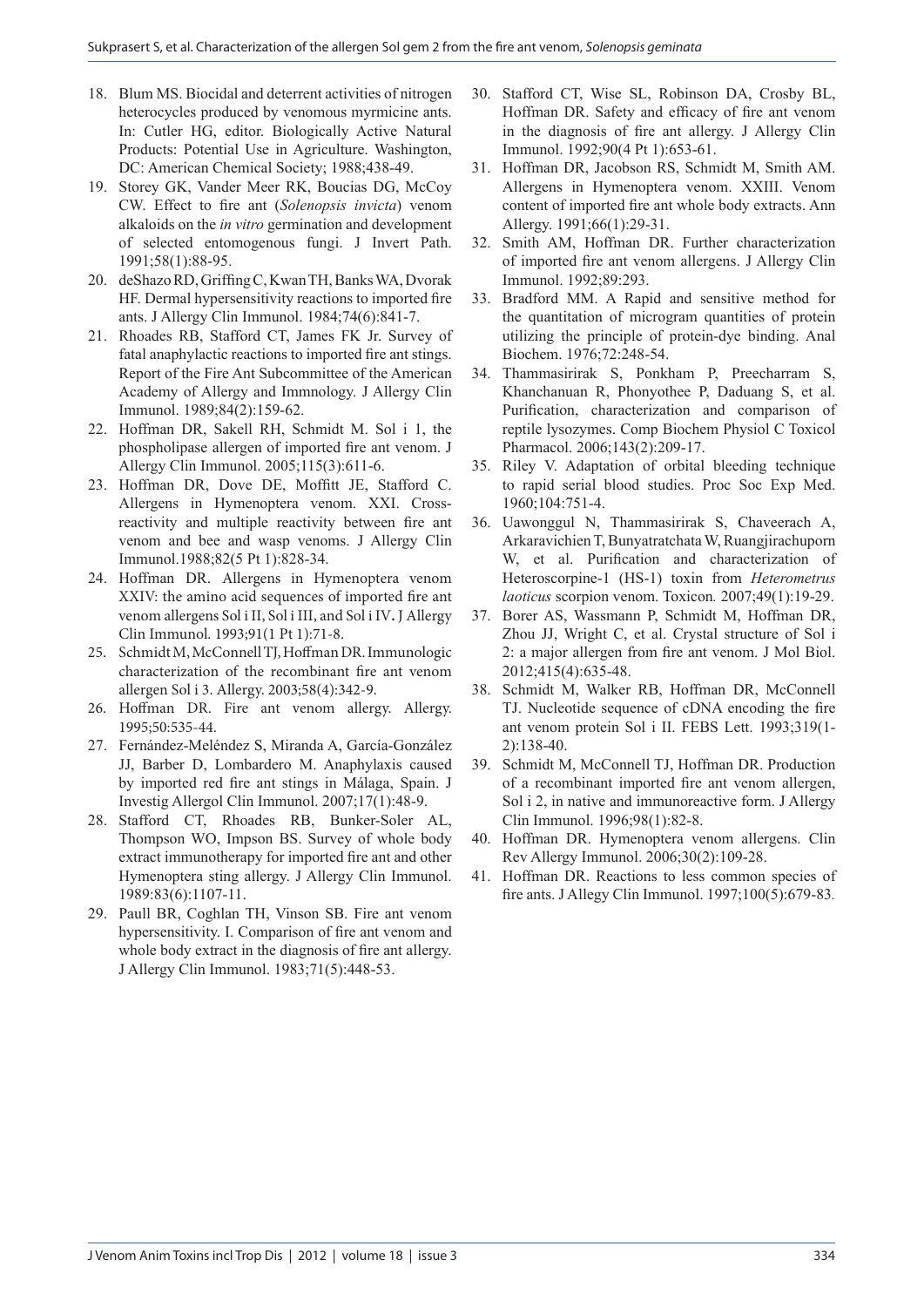18. Blum MS. Biocidal and deterrent activities of nitrogen heterocycles produced by venomous myrmicine ants. In: Cutler HG, editor. Biologically Active Natural Products: Potential Use in Agriculture. Washington, DC: American Chemical Society; 1988;438-49.
19. Storey GK, Vander Meer RK, Boucias DG, McCoy CW. Effect to fire ant (*Solenopsis invicta*) venom alkaloids on the *in vitro* germination and development of selected entomogenous fungi. J Invert Path. 1991;58(1):88-95.
20. deShazo RD, Griffing C, Kwan TH, Banks WA, Dvorak HF. Dermal hypersensitivity reactions to imported fire ants. J Allergy Clin Immunol. 1984;74(6):841-7.
21. Rhoades RB, Stafford CT, James FK Jr. Survey of fatal anaphylactic reactions to imported fire ant stings. Report of the Fire Ant Subcommittee of the American Academy of Allergy and Immnology. J Allergy Clin Immunol. 1989;84(2):159-62.
22. Hoffman DR, Sakell RH, Schmidt M. Sol i 1, the phospholipase allergen of imported fire ant venom. J Allergy Clin Immunol. 2005;115(3):611-6.
23. Hoffman DR, Dove DE, Moffitt JE, Stafford C. Allergens in Hymenoptera venom. XXI. Cross-reactivity and multiple reactivity between fire ant venom and bee and wasp venoms. J Allergy Clin Immunol.1988;82(5 Pt 1):828-34.
24. Hoffman DR. Allergens in Hymenoptera venom XXIV: the amino acid sequences of imported fire ant venom allergens Sol i II, Sol i III, and Sol i IV**.** J Allergy Clin Immunol. 1993;91(1 Pt 1):71-8.
25. Schmidt M, McConnell TJ, Hoffman DR. Immunologic characterization of the recombinant fire ant venom allergen Sol i 3. Allergy. 2003;58(4):342-9.
26. Hoffman DR. Fire ant venom allergy. Allergy. 1995;50:535-44.
27. Fernández-Meléndez S, Miranda A, García-González JJ, Barber D, Lombardero M. Anaphylaxis caused by imported red fire ant stings in Málaga, Spain. J Investig Allergol Clin Immunol. 2007;17(1):48-9.
28. Stafford CT, Rhoades RB, Bunker-Soler AL, Thompson WO, Impson BS. Survey of whole body extract immunotherapy for imported fire ant and other Hymenoptera sting allergy. J Allergy Clin Immunol. 1989:83(6):1107-11.
29. Paull BR, Coghlan TH, Vinson SB. Fire ant venom hypersensitivity. I. Comparison of fire ant venom and whole body extract in the diagnosis of fire ant allergy. J Allergy Clin Immunol. 1983;71(5):448-53.
30. Stafford CT, Wise SL, Robinson DA, Crosby BL, Hoffman DR. Safety and efficacy of fire ant venom in the diagnosis of fire ant allergy. J Allergy Clin Immunol. 1992;90(4 Pt 1):653-61.
31. Hoffman DR, Jacobson RS, Schmidt M, Smith AM. Allergens in Hymenoptera venom. XXIII. Venom content of imported fire ant whole body extracts. Ann Allergy. 1991;66(1):29-31.
32. Smith AM, Hoffman DR. Further characterization of imported fire ant venom allergens. J Allergy Clin Immunol. 1992;89:293.
33. Bradford MM. A Rapid and sensitive method for the quantitation of microgram quantities of protein utilizing the principle of protein-dye binding. Anal Biochem. 1976;72:248-54.
34. Thammasirirak S, Ponkham P, Preecharram S, Khanchanuan R, Phonyothee P, Daduang S, et al. Purification, characterization and comparison of reptile lysozymes. Comp Biochem Physiol C Toxicol Pharmacol. 2006;143(2):209-17.
35. Riley V. Adaptation of orbital bleeding technique to rapid serial blood studies. Proc Soc Exp Med. 1960;104:751-4.
36. Uawonggul N, Thammasirirak S, Chaveerach A, Arkaravichien T, Bunyatratchata W, Ruangjirachuporn W, et al. Purification and characterization of Heteroscorpine-1 (HS-1) toxin from *Heterometrus laoticus* scorpion venom. Toxicon*.* 2007;49(1):19-29.
37. Borer AS, Wassmann P, Schmidt M, Hoffman DR, Zhou JJ, Wright C, et al. Crystal structure of Sol i 2: a major allergen from fire ant venom. J Mol Biol. 2012;415(4):635-48.
38. Schmidt M, Walker RB, Hoffman DR, McConnell TJ. Nucleotide sequence of cDNA encoding the fire ant venom protein Sol i II. FEBS Lett. 1993;319(1-2):138-40.
39. Schmidt M, McConnell TJ, Hoffman DR. Production of a recombinant imported fire ant venom allergen, Sol i 2, in native and immunoreactive form. J Allergy Clin Immunol. 1996;98(1):82-8.
40. Hoffman DR. Hymenoptera venom allergens. Clin Rev Allergy Immunol. 2006;30(2):109-28.
41. Hoffman DR. Reactions to less common species of fire ants. J Allegy Clin Immunol. 1997;100(5):679-83.